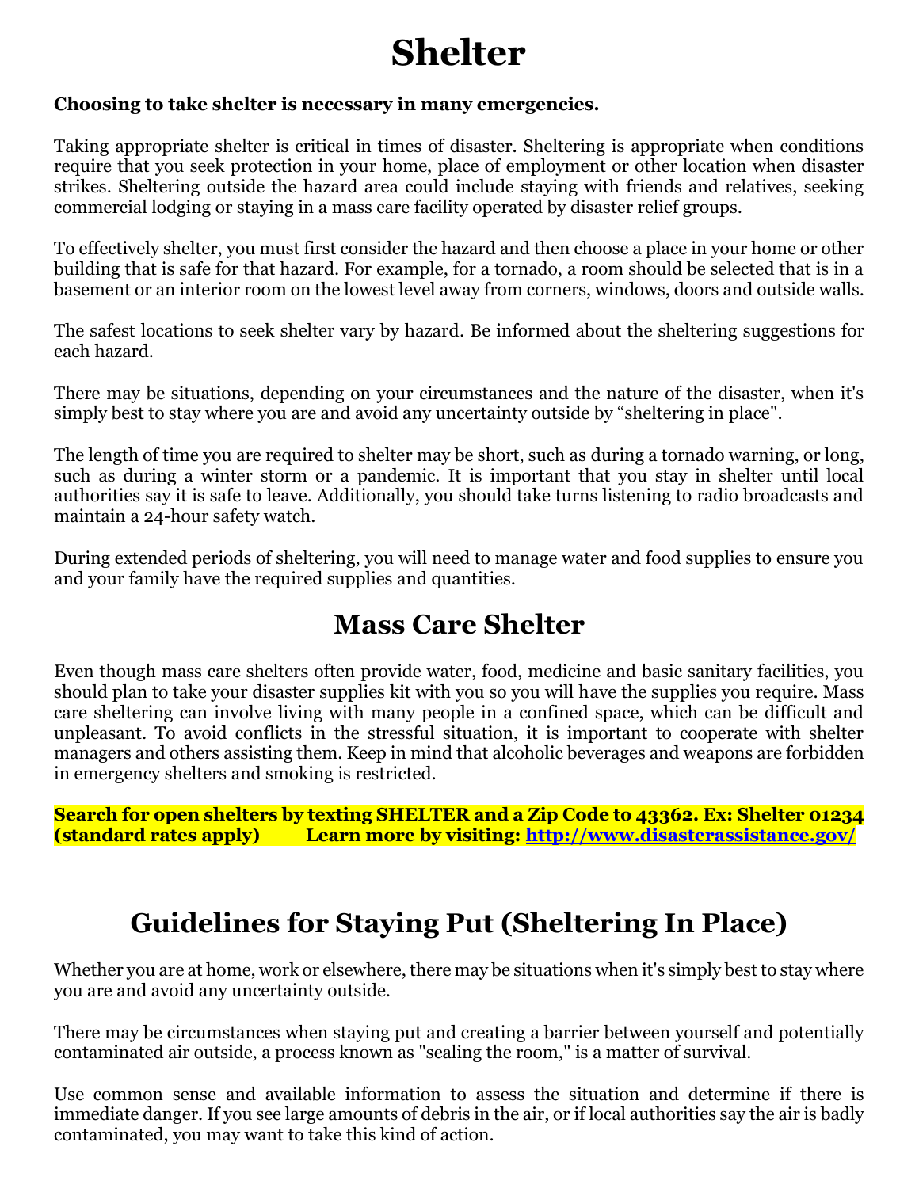# Shelter

**Choosing to take shelter is necessary in many emergencies.**

Taking appropriate shelter is critical in times of disaster. Sheltering is appropriate when conditions require that you seek protection in your home, place of employment or other location when disaster strikes. Sheltering outside the hazard area could include staying with friends and relatives, seeking commercial lodging or staying in a mass care facility operated by disaster relief groups.

To effectively shelter, you must first consider the hazard and then choose a place in your home or other building that is safe for that hazard. For example, for a tornado, a room should be selected that is in a basement or an interior room on the lowest level away from corners, windows, doors and outside walls.

The safest locations to seek shelter vary by hazard. Be informed about the sheltering suggestions for each hazard.

There may be situations, depending on your circumstances and the nature of the disaster, when it's simply best to stay where you are and avoid any uncertainty outside by "sheltering in place".

The length of time you are required to shelter may be short, such as during a tornado warning, or long, such as during a winter storm or a pandemic. It is important that you stay in shelter until local authorities say it is safe to leave. Additionally, you should take turns listening to radio broadcasts and maintain a 24-hour safety watch.

During extended periods of sheltering, you will need to manage water and food supplies to ensure you and your family have the required supplies and quantities.

## Mass Care Shelter

Even though mass care shelters often provide water, food, medicine and basic sanitary facilities, you should plan to take your disaster supplies kit with you so you will have the supplies you require. Mass care sheltering can involve living with many people in a confined space, which can be difficult and unpleasant. To avoid conflicts in the stressful situation, it is important to cooperate with shelter managers and others assisting them. Keep in mind that alcoholic beverages and weapons are forbidden in emergency shelters and smoking is restricted.

**Search for open shelters by texting SHELTER and a Zip Code to 43362. Ex: Shelter 01234 (standard rates apply) Learn more by visiting: [http://www.disasterassistance.gov/](http://www.disasterassistance.gov/)**

## Guidelines for Staying Put (Sheltering In Place)

Whether you are at home, work or elsewhere, there may be situations when it's simply best to stay where you are and avoid any uncertainty outside.

There may be circumstances when staying put and creating a barrier between yourself and potentially contaminated air outside, a process known as "sealing the room," is a matter of survival.

Use common sense and available information to assess the situation and determine if there is immediate danger. If you see large amounts of debris in the air, or if local authorities say the air is badly contaminated, you may want to take this kind of action.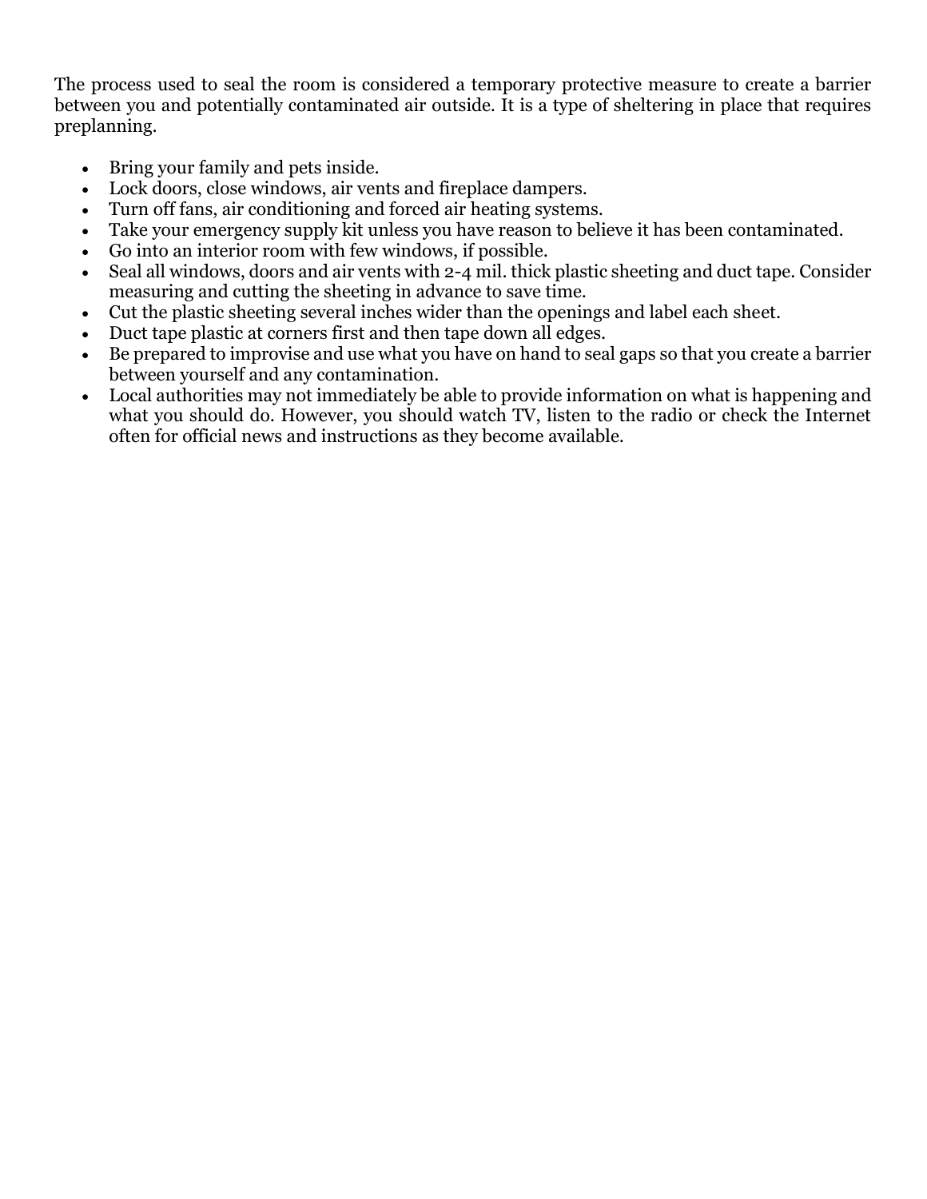The process used to seal the room is considered a temporary protective measure to create a barrier between you and potentially contaminated air outside. It is a type of sheltering in place that requires preplanning.

- Bring your family and pets inside.
- Lock doors, close windows, air vents and fireplace dampers.
- Turn off fans, air conditioning and forced air heating systems.
- Take your emergency supply kit unless you have reason to believe it has been contaminated.
- Go into an interior room with few windows, if possible.
- Seal all windows, doors and air vents with 2-4 mil. thick plastic sheeting and duct tape. Consider measuring and cutting the sheeting in advance to save time.
- Cut the plastic sheeting several inches wider than the openings and label each sheet.
- Duct tape plastic at corners first and then tape down all edges.
- Be prepared to improvise and use what you have on hand to seal gaps so that you create a barrier between yourself and any contamination.
- Local authorities may not immediately be able to provide information on what is happening and what you should do. However, you should watch TV, listen to the radio or check the Internet often for official news and instructions as they become available.